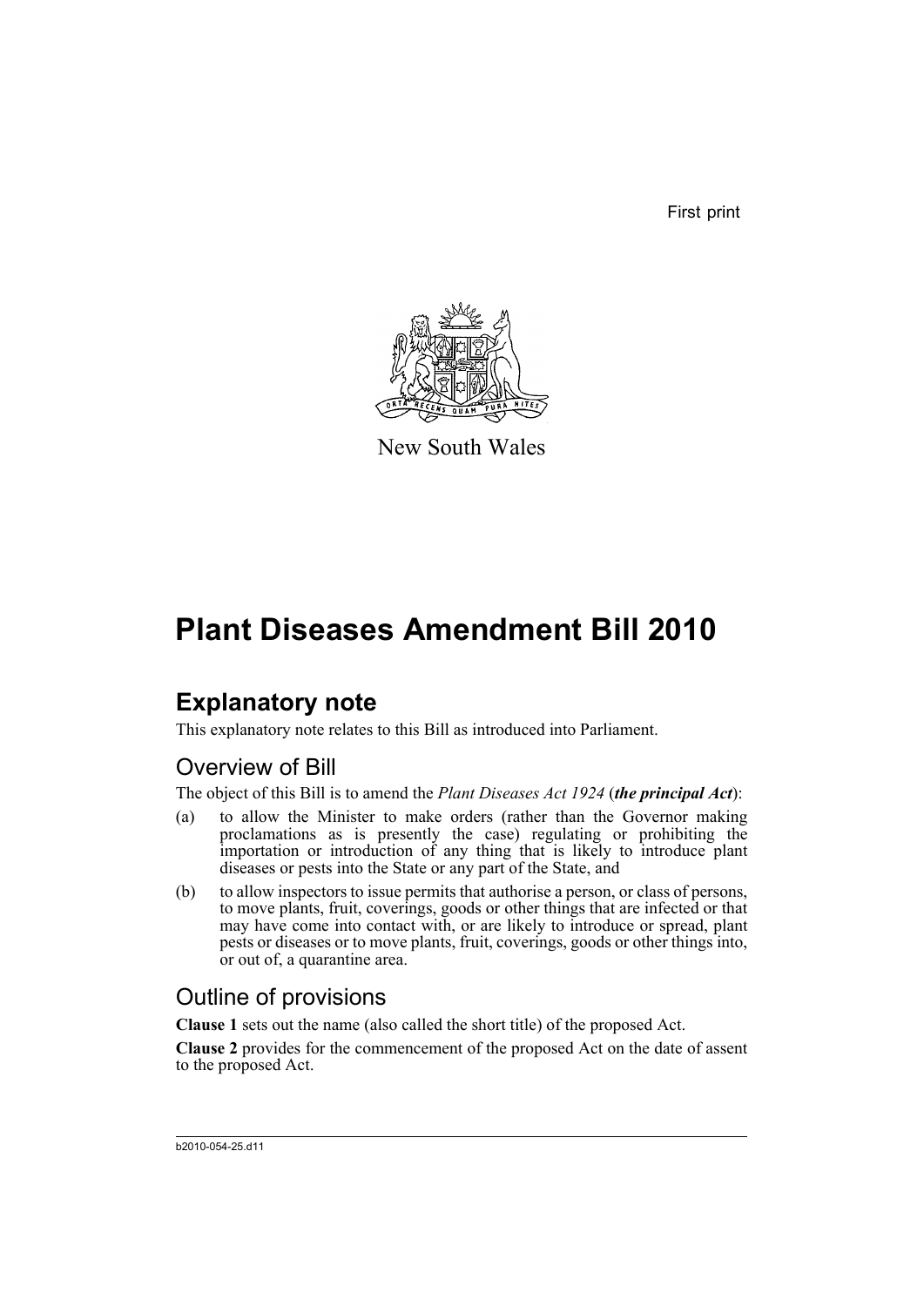First print

New South Wales

# Plant Diseases Amendment Bill 2010

## Explanatory note

This explanatory note relates to this Bill as introduced into Parliament.

### Overview of Bill

The object of this Bill is to amend the *Plant Diseases Act 1924* (***the principal Act***):

(a) to allow the Minister to make orders (rather than the Governor making proclamations as is presently the case) regulating or prohibiting the importation or introduction of any thing that is likely to introduce plant diseases or pests into the State or any part of the State, and

(b) to allow inspectors to issue permits that authorise a person, or class of persons, to move plants, fruit, coverings, goods or other things that are infected or that may have come into contact with, or are likely to introduce or spread, plant pests or diseases or to move plants, fruit, coverings, goods or other things into, or out of, a quarantine area.

### Outline of provisions

**Clause 1** sets out the name (also called the short title) of the proposed Act.

**Clause 2** provides for the commencement of the proposed Act on the date of assent to the proposed Act.

b2010-054-25.d11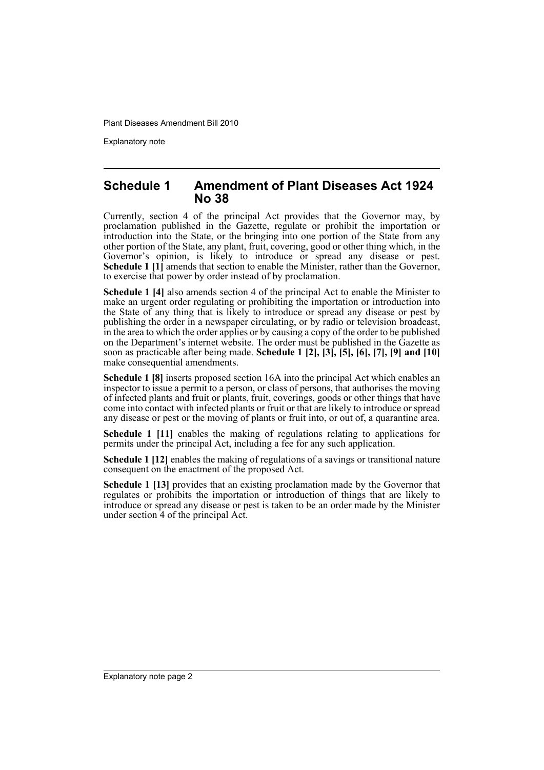## Schedule 1 Amendment of Plant Diseases Act 1924 No 38

Currently, section 4 of the principal Act provides that the Governor may, by proclamation published in the Gazette, regulate or prohibit the importation or introduction into the State, or the bringing into one portion of the State from any other portion of the State, any plant, fruit, covering, good or other thing which, in the Governor's opinion, is likely to introduce or spread any disease or pest. **Schedule 1 [1]** amends that section to enable the Minister, rather than the Governor, to exercise that power by order instead of by proclamation.

**Schedule 1 [4]** also amends section 4 of the principal Act to enable the Minister to make an urgent order regulating or prohibiting the importation or introduction into the State of any thing that is likely to introduce or spread any disease or pest by publishing the order in a newspaper circulating, or by radio or television broadcast, in the area to which the order applies or by causing a copy of the order to be published on the Department's internet website. The order must be published in the Gazette as soon as practicable after being made. **Schedule 1 [2], [3], [5], [6], [7], [9] and [10]** make consequential amendments.

**Schedule 1 [8]** inserts proposed section 16A into the principal Act which enables an inspector to issue a permit to a person, or class of persons, that authorises the moving of infected plants and fruit or plants, fruit, coverings, goods or other things that have come into contact with infected plants or fruit or that are likely to introduce or spread any disease or pest or the moving of plants or fruit into, or out of, a quarantine area.

**Schedule 1 [11]** enables the making of regulations relating to applications for permits under the principal Act, including a fee for any such application.

**Schedule 1 [12]** enables the making of regulations of a savings or transitional nature consequent on the enactment of the proposed Act.

**Schedule 1 [13]** provides that an existing proclamation made by the Governor that regulates or prohibits the importation or introduction of things that are likely to introduce or spread any disease or pest is taken to be an order made by the Minister under section 4 of the principal Act.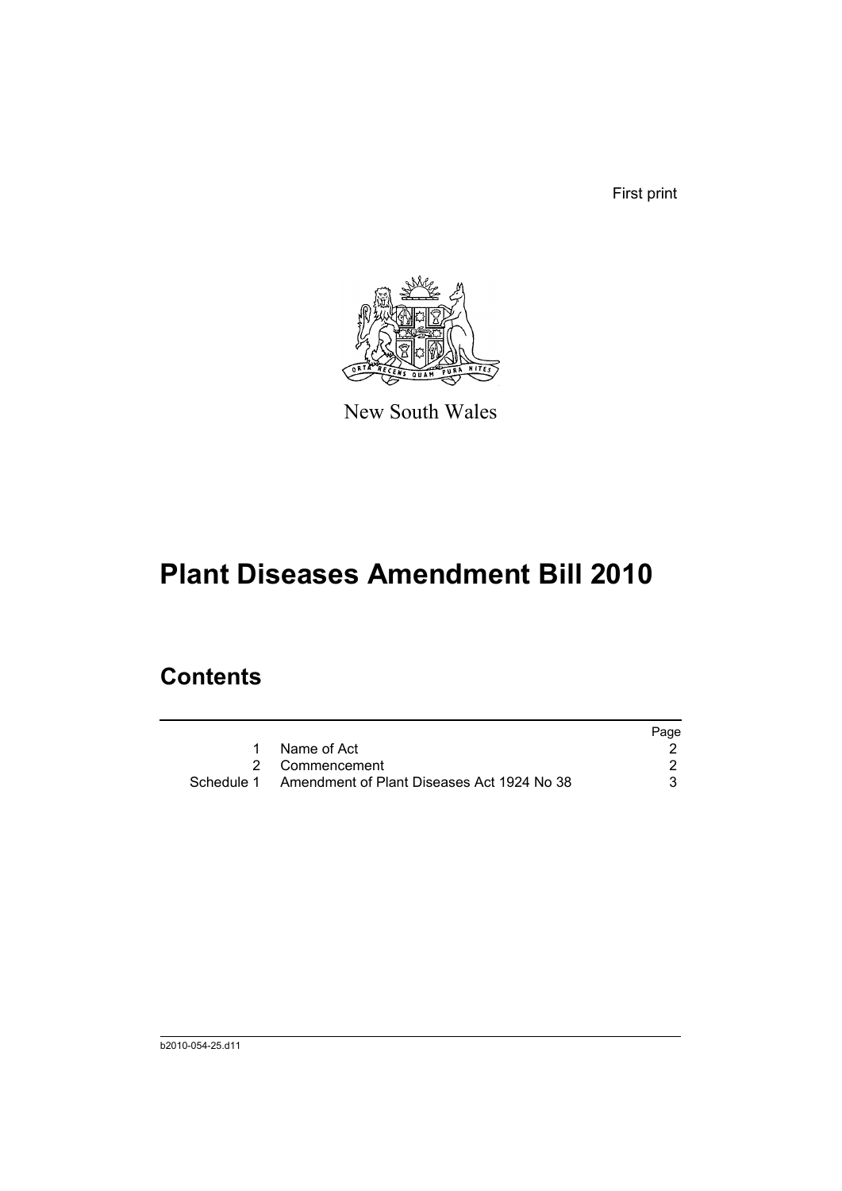First print

New South Wales

# Plant Diseases Amendment Bill 2010

## Contents

| | | Page |
|---|---|---|
| 1 | Name of Act | 2 |
| 2 | Commencement | 2 |
| Schedule 1 | Amendment of Plant Diseases Act 1924 No 38 | 3 |

b2010-054-25.d11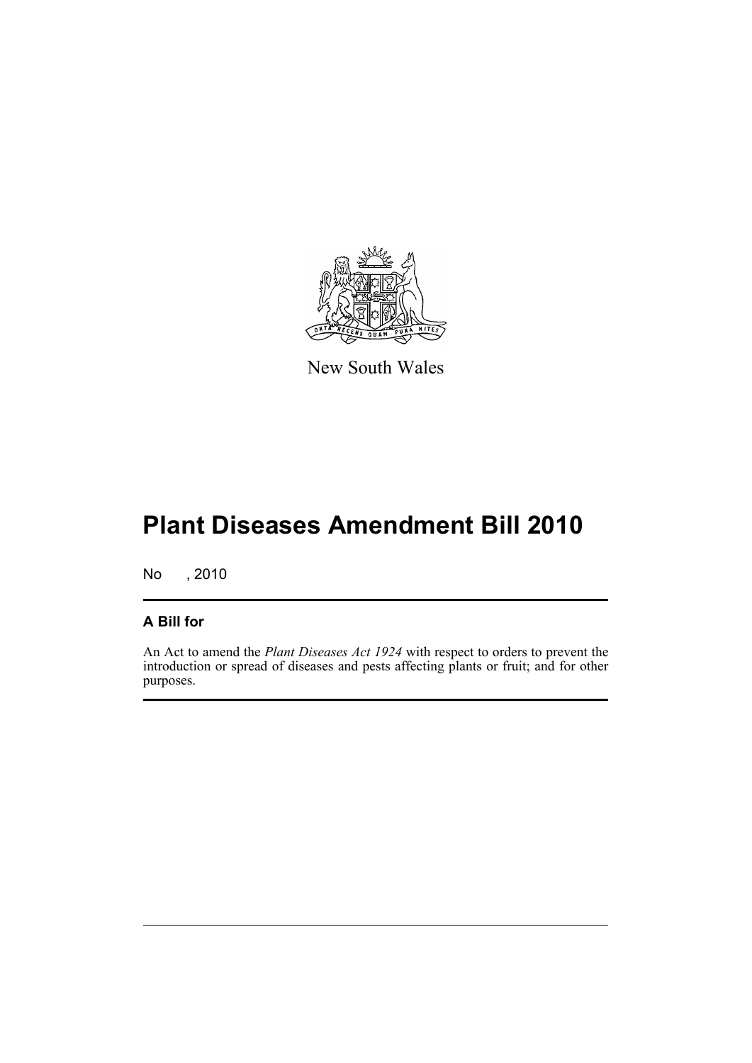New South Wales

# Plant Diseases Amendment Bill 2010

No , 2010

## A Bill for

An Act to amend the *Plant Diseases Act 1924* with respect to orders to prevent the introduction or spread of diseases and pests affecting plants or fruit; and for other purposes.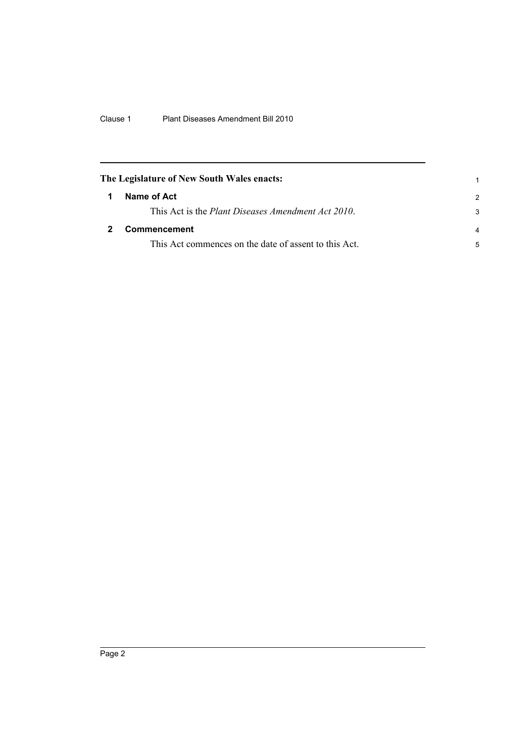**The Legislature of New South Wales enacts:**

## 1 Name of Act

This Act is the *Plant Diseases Amendment Act 2010*.

## 2 Commencement

This Act commences on the date of assent to this Act.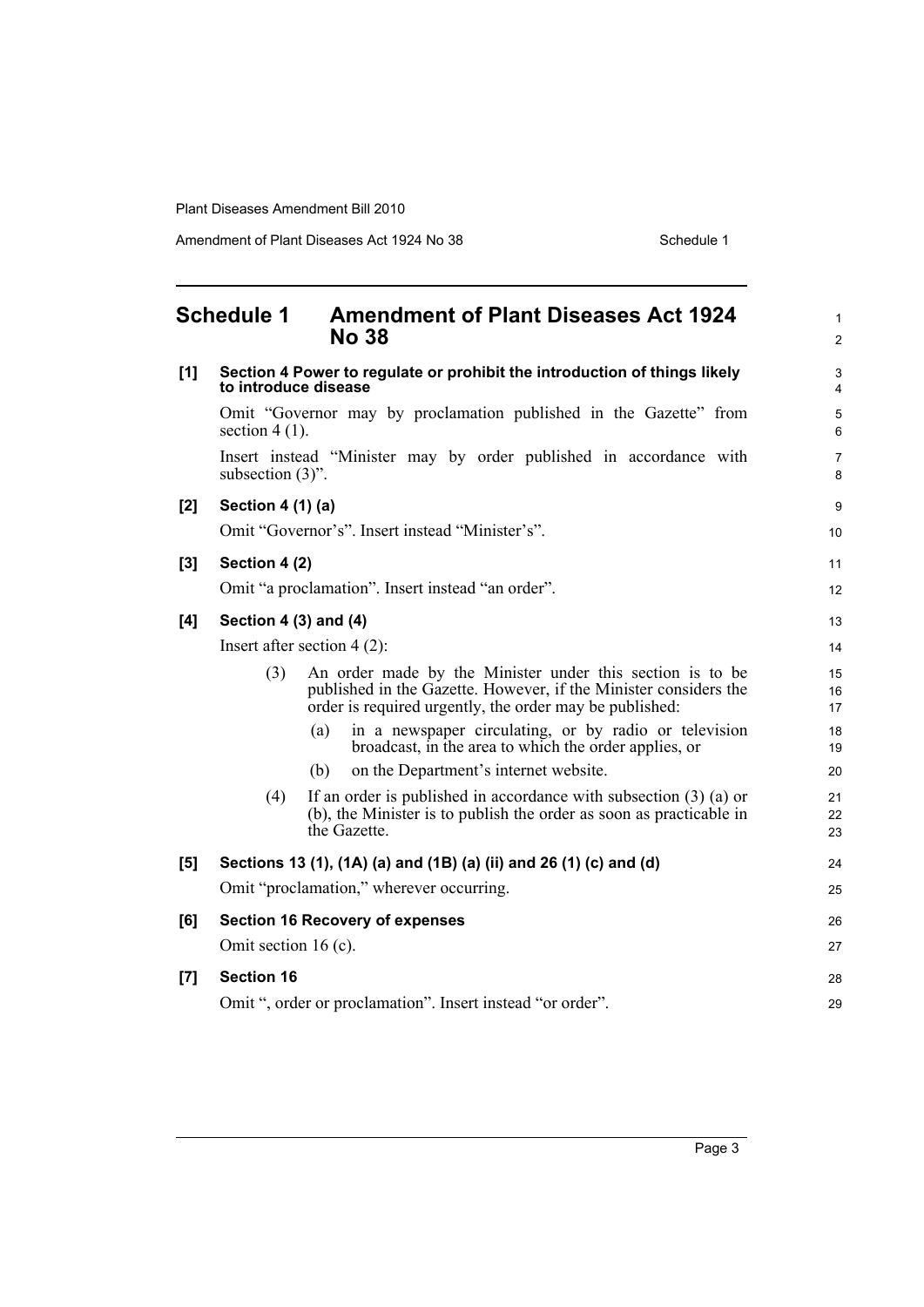## Schedule 1 Amendment of Plant Diseases Act 1924 No 38

**[1] Section 4 Power to regulate or prohibit the introduction of things likely to introduce disease**

Omit "Governor may by proclamation published in the Gazette" from section 4 (1).

Insert instead "Minister may by order published in accordance with subsection (3)".

**[2] Section 4 (1) (a)**

Omit "Governor's". Insert instead "Minister's".

**[3] Section 4 (2)**

Omit "a proclamation". Insert instead "an order".

**[4] Section 4 (3) and (4)**

Insert after section 4 (2):

(3) An order made by the Minister under this section is to be published in the Gazette. However, if the Minister considers the order is required urgently, the order may be published:

- (a) in a newspaper circulating, or by radio or television broadcast, in the area to which the order applies, or
- (b) on the Department's internet website.

(4) If an order is published in accordance with subsection (3) (a) or (b), the Minister is to publish the order as soon as practicable in the Gazette.

**[5] Sections 13 (1), (1A) (a) and (1B) (a) (ii) and 26 (1) (c) and (d)**

Omit "proclamation," wherever occurring.

**[6] Section 16 Recovery of expenses**

Omit section 16 (c).

**[7] Section 16**

Omit ", order or proclamation". Insert instead "or order".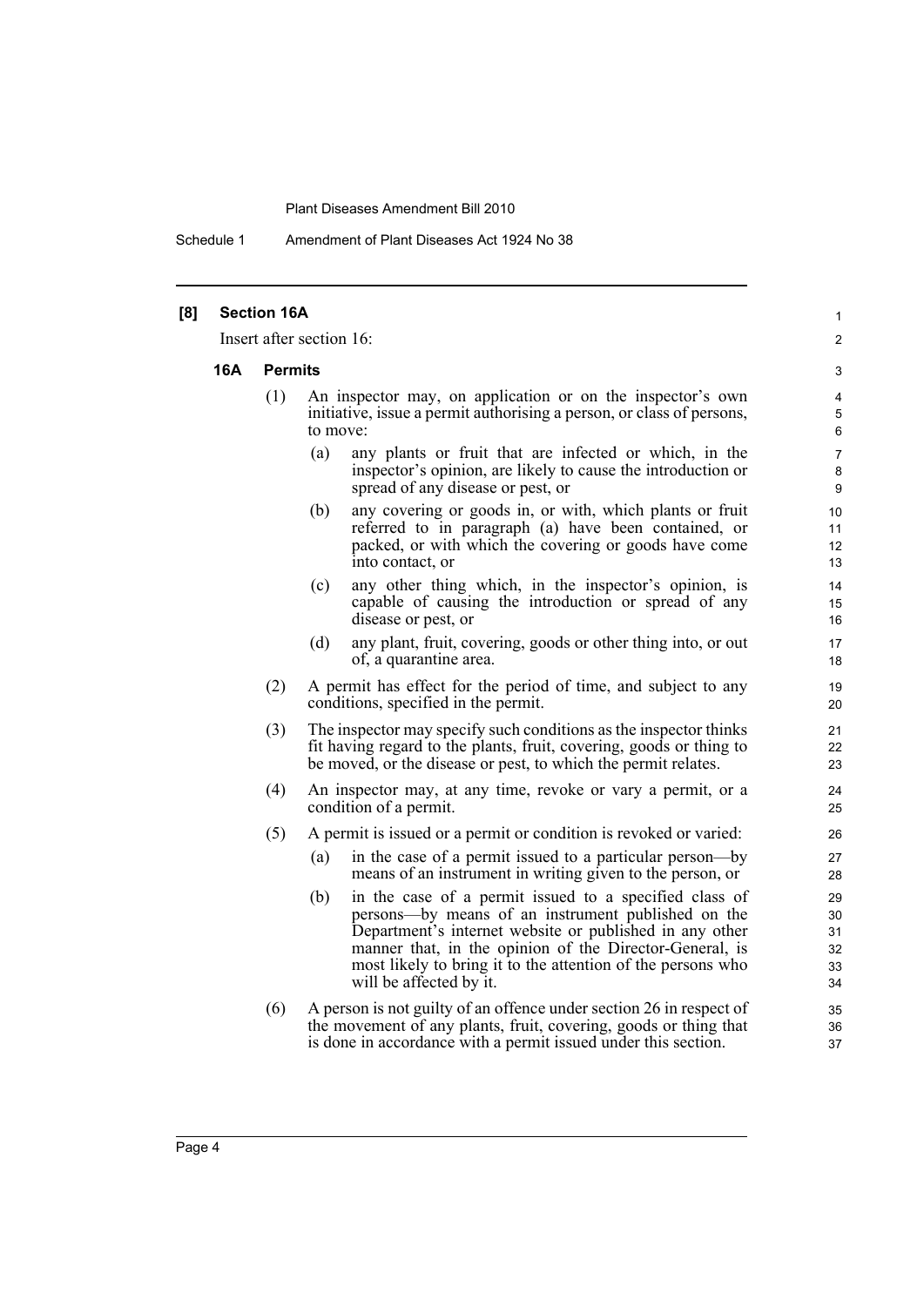**[8] Section 16A**

Insert after section 16:

**16A Permits**

(1) An inspector may, on application or on the inspector's own initiative, issue a permit authorising a person, or class of persons, to move:

(a) any plants or fruit that are infected or which, in the inspector's opinion, are likely to cause the introduction or spread of any disease or pest, or

(b) any covering or goods in, or with, which plants or fruit referred to in paragraph (a) have been contained, or packed, or with which the covering or goods have come into contact, or

(c) any other thing which, in the inspector's opinion, is capable of causing the introduction or spread of any disease or pest, or

(d) any plant, fruit, covering, goods or other thing into, or out of, a quarantine area.

(2) A permit has effect for the period of time, and subject to any conditions, specified in the permit.

(3) The inspector may specify such conditions as the inspector thinks fit having regard to the plants, fruit, covering, goods or thing to be moved, or the disease or pest, to which the permit relates.

(4) An inspector may, at any time, revoke or vary a permit, or a condition of a permit.

(5) A permit is issued or a permit or condition is revoked or varied:

(a) in the case of a permit issued to a particular person—by means of an instrument in writing given to the person, or

(b) in the case of a permit issued to a specified class of persons—by means of an instrument published on the Department's internet website or published in any other manner that, in the opinion of the Director-General, is most likely to bring it to the attention of the persons who will be affected by it.

(6) A person is not guilty of an offence under section 26 in respect of the movement of any plants, fruit, covering, goods or thing that is done in accordance with a permit issued under this section.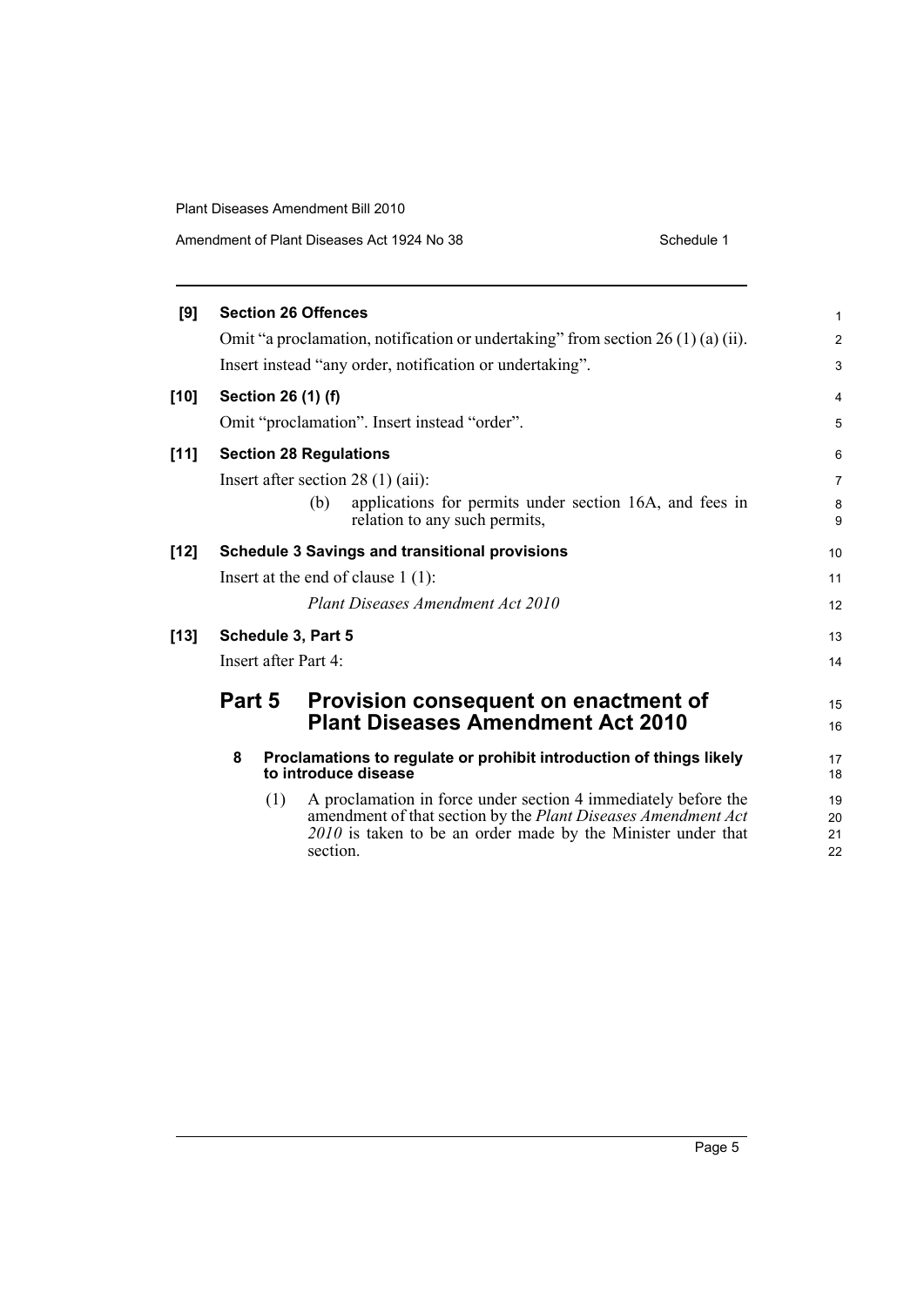**[9] Section 26 Offences**

Omit "a proclamation, notification or undertaking" from section 26 (1) (a) (ii).

Insert instead "any order, notification or undertaking".

**[10] Section 26 (1) (f)**

Omit "proclamation". Insert instead "order".

**[11] Section 28 Regulations**

Insert after section 28 (1) (aii):

> (b) applications for permits under section 16A, and fees in relation to any such permits,

**[12] Schedule 3 Savings and transitional provisions**

Insert at the end of clause 1 (1):

> *Plant Diseases Amendment Act 2010*

**[13] Schedule 3, Part 5**

Insert after Part 4:

## Part 5 Provision consequent on enactment of Plant Diseases Amendment Act 2010

### 8 Proclamations to regulate or prohibit introduction of things likely to introduce disease

(1) A proclamation in force under section 4 immediately before the amendment of that section by the *Plant Diseases Amendment Act 2010* is taken to be an order made by the Minister under that section.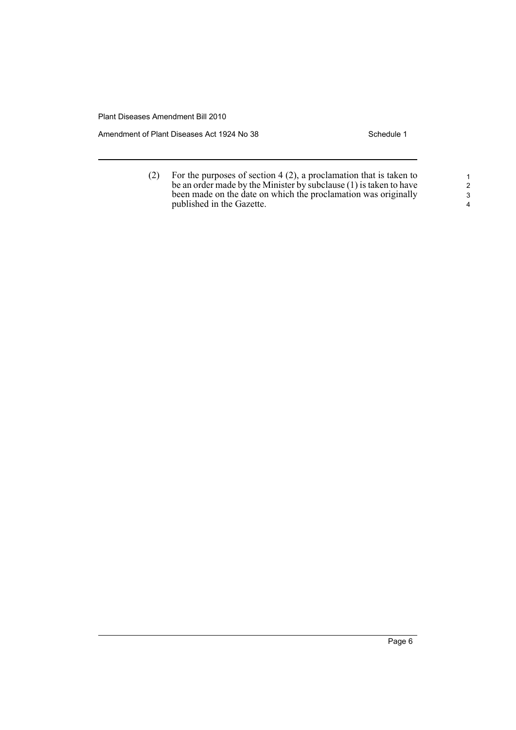(2) For the purposes of section 4 (2), a proclamation that is taken to be an order made by the Minister by subclause (1) is taken to have been made on the date on which the proclamation was originally published in the Gazette.